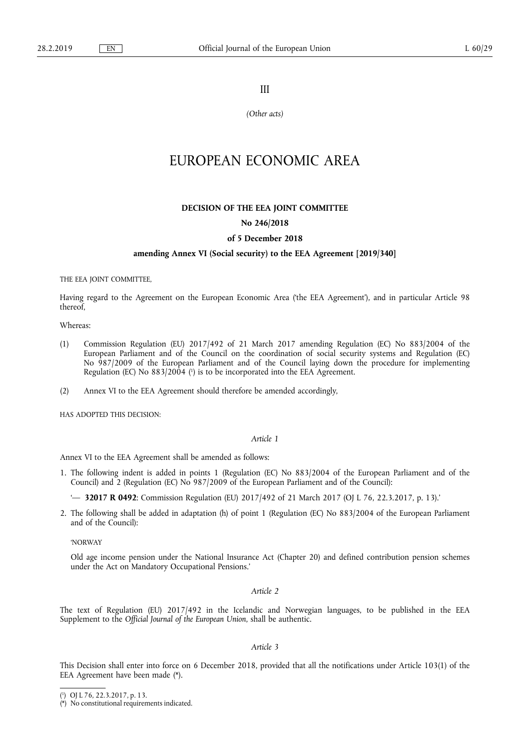III

*(Other acts)*

# EUROPEAN ECONOMIC AREA

## DECISION OF THE EEA JOINT COMMITTEE

## No 246/2018

## of 5 December 2018

## amending Annex VI (Social security) to the EEA Agreement [2019/340]

THE EEA JOINT COMMITTEE,

Having regard to the Agreement on the European Economic Area ('the EEA Agreement'), and in particular Article 98 thereof,

Whereas:

(1) Commission Regulation (EU) 2017/492 of 21 March 2017 amending Regulation (EC) No 883/2004 of the European Parliament and of the Council on the coordination of social security systems and Regulation (EC) No 987/2009 of the European Parliament and of the Council laying down the procedure for implementing Regulation (EC) No 883/2004 [1] is to be incorporated into the EEA Agreement.

(2) Annex VI to the EEA Agreement should therefore be amended accordingly,

HAS ADOPTED THIS DECISION:

*Article 1*

Annex VI to the EEA Agreement shall be amended as follows:

1. The following indent is added in points 1 (Regulation (EC) No 883/2004 of the European Parliament and of the Council) and 2 (Regulation (EC) No 987/2009 of the European Parliament and of the Council):

   '— **32017 R 0492**: Commission Regulation (EU) 2017/492 of 21 March 2017 (OJ L 76, 22.3.2017, p. 13).'

2. The following shall be added in adaptation (h) of point 1 (Regulation (EC) No 883/2004 of the European Parliament and of the Council):

   'NORWAY

   Old age income pension under the National Insurance Act (Chapter 20) and defined contribution pension schemes under the Act on Mandatory Occupational Pensions.'

*Article 2*

The text of Regulation (EU) 2017/492 in the Icelandic and Norwegian languages, to be published in the EEA Supplement to the *Official Journal of the European Union*, shall be authentic.

*Article 3*

This Decision shall enter into force on 6 December 2018, provided that all the notifications under Article 103(1) of the EEA Agreement have been made (*).

---

[1] OJ L 76, 22.3.2017, p. 13.

(*) No constitutional requirements indicated.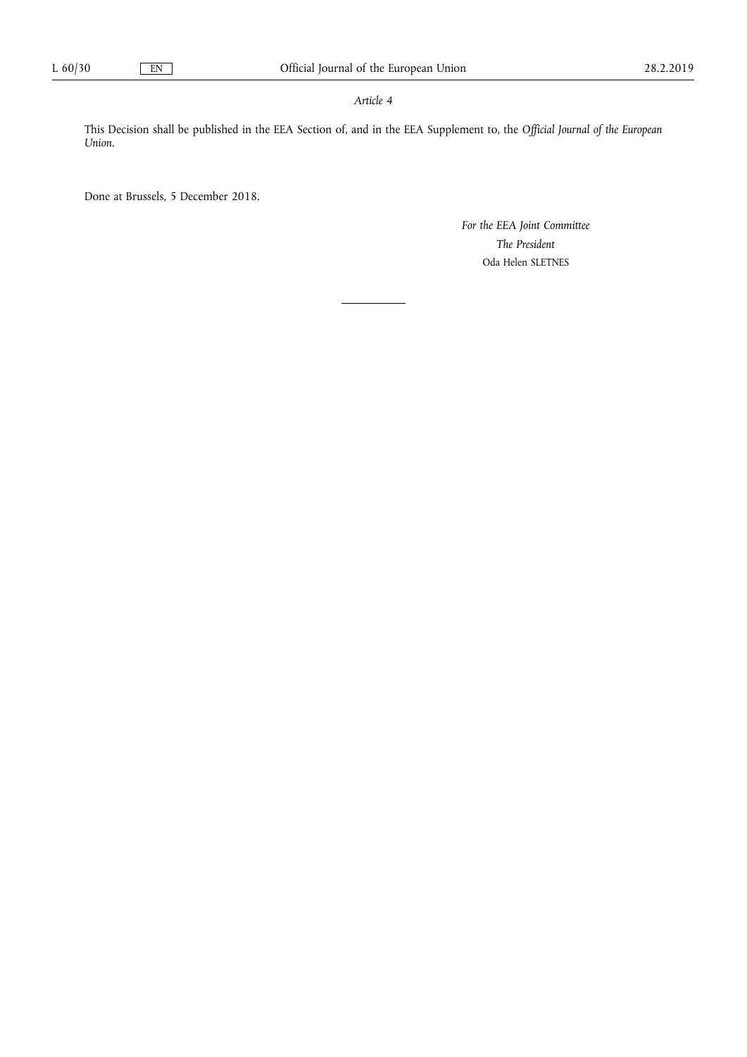*Article 4*

This Decision shall be published in the EEA Section of, and in the EEA Supplement to, the *Official Journal of the European Union*.

Done at Brussels, 5 December 2018.

*For the EEA Joint Committee*

*The President*

Oda Helen SLETNES